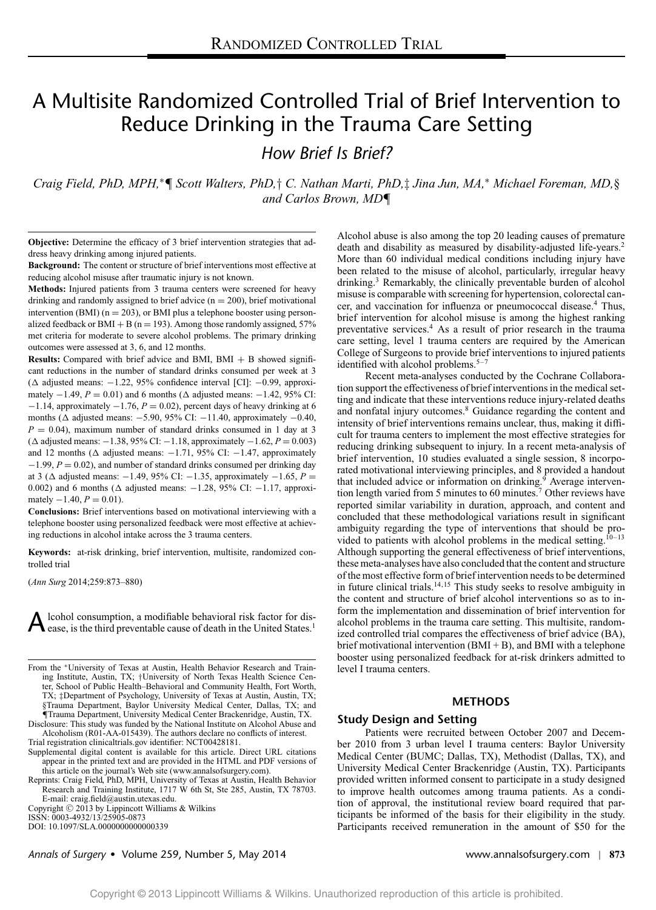RANDOMIZED CONTROLLED TRIAL

# A Multisite Randomized Controlled Trial of Brief Intervention to Reduce Drinking in the Trauma Care Setting

## *How Brief Is Brief?*

*Craig Field, PhD, MPH,*∗¶ *Scott Walters, PhD,*† *C. Nathan Marti, PhD,*‡ *Jina Jun, MA,*∗ *Michael Foreman, MD,*§ *and Carlos Brown, MD*¶

**Objective:** Determine the efficacy of 3 brief intervention strategies that address heavy drinking among injured patients.

**Background:** The content or structure of brief interventions most effective at reducing alcohol misuse after traumatic injury is not known.

**Methods:** Injured patients from 3 trauma centers were screened for heavy drinking and randomly assigned to brief advice (n = 200), brief motivational intervention (BMI) (n = 203), or BMI plus a telephone booster using personalized feedback or BMI + B (n = 193). Among those randomly assigned, 57% met criteria for moderate to severe alcohol problems. The primary drinking outcomes were assessed at 3, 6, and 12 months.

**Results:** Compared with brief advice and BMI, BMI + B showed significant reductions in the number of standard drinks consumed per week at 3 (Δ adjusted means: −1.22, 95% confidence interval [CI]: −0.99, approximately −1.49, $P = 0.01$) and 6 months (Δ adjusted means: −1.42, 95% CI: −1.14, approximately −1.76, $P = 0.02$), percent days of heavy drinking at 6 months (Δ adjusted means: −5.90, 95% CI: −11.40, approximately −0.40, $P = 0.04$), maximum number of standard drinks consumed in 1 day at 3 (Δ adjusted means: −1.38, 95% CI: −1.18, approximately −1.62, $P = 0.003$) and 12 months (Δ adjusted means: −1.71, 95% CI: −1.47, approximately −1.99, $P = 0.02$), and number of standard drinks consumed per drinking day at 3 (Δ adjusted means: −1.49, 95% CI: −1.35, approximately −1.65, $P = 0.002$) and 6 months (Δ adjusted means: −1.28, 95% CI: −1.17, approximately −1.40, $P = 0.01$).

**Conclusions:** Brief interventions based on motivational interviewing with a telephone booster using personalized feedback were most effective at achieving reductions in alcohol intake across the 3 trauma centers.

**Keywords:** at-risk drinking, brief intervention, multisite, randomized controlled trial

(*Ann Surg* 2014;259:873–880)

Alcohol consumption, a modifiable behavioral risk factor for disease, is the third preventable cause of death in the United States.[1]

From the ∗University of Texas at Austin, Health Behavior Research and Training Institute, Austin, TX; †University of North Texas Health Science Center, School of Public Health–Behavioral and Community Health, Fort Worth, TX; ‡Department of Psychology, University of Texas at Austin, Austin, TX; §Trauma Department, Baylor University Medical Center, Dallas, TX; and ¶Trauma Department, University Medical Center Brackenridge, Austin, TX.

Disclosure: This study was funded by the National Institute on Alcohol Abuse and Alcoholism (R01-AA-015439). The authors declare no conflicts of interest.

Trial registration clinicaltrials.gov identifier: NCT00428181.

Supplemental digital content is available for this article. Direct URL citations appear in the printed text and are provided in the HTML and PDF versions of this article on the journal's Web site (www.annalsofsurgery.com).

Reprints: Craig Field, PhD, MPH, University of Texas at Austin, Health Behavior Research and Training Institute, 1717 W 6th St, Ste 285, Austin, TX 78703. E-mail: craig.field@austin.utexas.edu.

Copyright © 2013 by Lippincott Williams & Wilkins

ISSN: 0003-4932/13/25905-0873

DOI: 10.1097/SLA.0000000000000339

Alcohol abuse is also among the top 20 leading causes of premature death and disability as measured by disability-adjusted life-years.[2] More than 60 individual medical conditions including injury have been related to the misuse of alcohol, particularly, irregular heavy drinking.[3] Remarkably, the clinically preventable burden of alcohol misuse is comparable with screening for hypertension, colorectal cancer, and vaccination for influenza or pneumococcal disease.[4] Thus, brief intervention for alcohol misuse is among the highest ranking preventative services.[4] As a result of prior research in the trauma care setting, level 1 trauma centers are required by the American College of Surgeons to provide brief interventions to injured patients identified with alcohol problems.[5–7]

Recent meta-analyses conducted by the Cochrane Collaboration support the effectiveness of brief interventions in the medical setting and indicate that these interventions reduce injury-related deaths and nonfatal injury outcomes.[8] Guidance regarding the content and intensity of brief interventions remains unclear, thus, making it difficult for trauma centers to implement the most effective strategies for reducing drinking subsequent to injury. In a recent meta-analysis of brief intervention, 10 studies evaluated a single session, 8 incorporated motivational interviewing principles, and 8 provided a handout that included advice or information on drinking.[9] Average intervention length varied from 5 minutes to 60 minutes.[7] Other reviews have reported similar variability in duration, approach, and content and concluded that these methodological variations result in significant ambiguity regarding the type of interventions that should be provided to patients with alcohol problems in the medical setting.[10–13] Although supporting the general effectiveness of brief interventions, these meta-analyses have also concluded that the content and structure of the most effective form of brief intervention needs to be determined in future clinical trials.[14,15] This study seeks to resolve ambiguity in the content and structure of brief alcohol interventions so as to inform the implementation and dissemination of brief intervention for alcohol problems in the trauma care setting. This multisite, randomized controlled trial compares the effectiveness of brief advice (BA), brief motivational intervention (BMI + B), and BMI with a telephone booster using personalized feedback for at-risk drinkers admitted to level I trauma centers.

## METHODS

### Study Design and Setting

Patients were recruited between October 2007 and December 2010 from 3 urban level I trauma centers: Baylor University Medical Center (BUMC; Dallas, TX), Methodist (Dallas, TX), and University Medical Center Brackenridge (Austin, TX). Participants provided written informed consent to participate in a study designed to improve health outcomes among trauma patients. As a condition of approval, the institutional review board required that participants be informed of the basis for their eligibility in the study. Participants received remuneration in the amount of $50 for the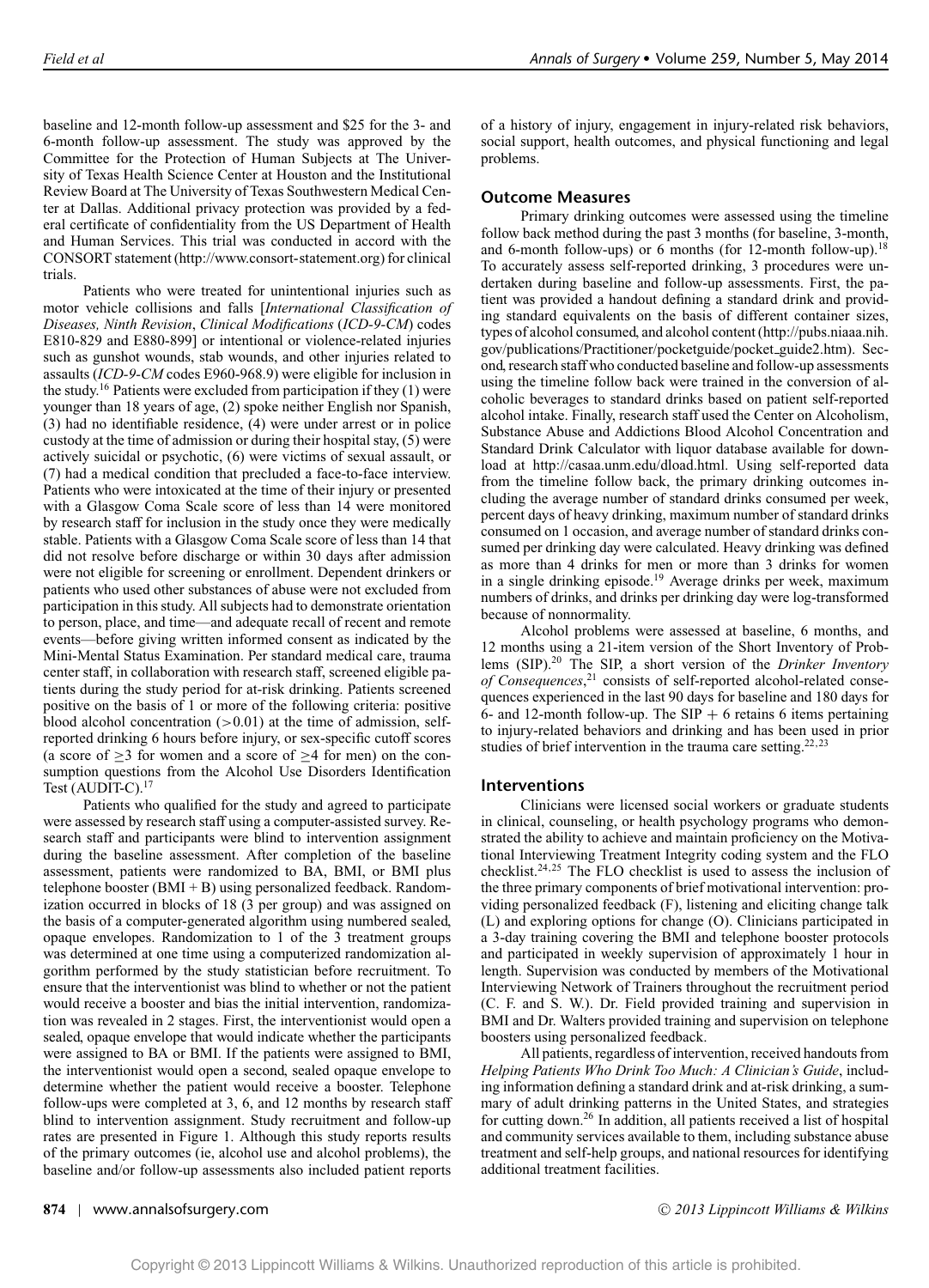baseline and 12-month follow-up assessment and $25 for the 3- and 6-month follow-up assessment. The study was approved by the Committee for the Protection of Human Subjects at The University of Texas Health Science Center at Houston and the Institutional Review Board at The University of Texas Southwestern Medical Center at Dallas. Additional privacy protection was provided by a federal certificate of confidentiality from the US Department of Health and Human Services. This trial was conducted in accord with the CONSORT statement (http://www.consort-statement.org) for clinical trials.

Patients who were treated for unintentional injuries such as motor vehicle collisions and falls [*International Classification of Diseases, Ninth Revision*, *Clinical Modifications* (*ICD-9-CM*) codes E810-829 and E880-899] or intentional or violence-related injuries such as gunshot wounds, stab wounds, and other injuries related to assaults (*ICD-9-CM* codes E960-968.9) were eligible for inclusion in the study.[16] Patients were excluded from participation if they (1) were younger than 18 years of age, (2) spoke neither English nor Spanish, (3) had no identifiable residence, (4) were under arrest or in police custody at the time of admission or during their hospital stay, (5) were actively suicidal or psychotic, (6) were victims of sexual assault, or (7) had a medical condition that precluded a face-to-face interview. Patients who were intoxicated at the time of their injury or presented with a Glasgow Coma Scale score of less than 14 were monitored by research staff for inclusion in the study once they were medically stable. Patients with a Glasgow Coma Scale score of less than 14 that did not resolve before discharge or within 30 days after admission were not eligible for screening or enrollment. Dependent drinkers or patients who used other substances of abuse were not excluded from participation in this study. All subjects had to demonstrate orientation to person, place, and time—and adequate recall of recent and remote events—before giving written informed consent as indicated by the Mini-Mental Status Examination. Per standard medical care, trauma center staff, in collaboration with research staff, screened eligible patients during the study period for at-risk drinking. Patients screened positive on the basis of 1 or more of the following criteria: positive blood alcohol concentration ($>0.01$) at the time of admission, self-reported drinking 6 hours before injury, or sex-specific cutoff scores (a score of $\geq 3$ for women and a score of $\geq 4$ for men) on the consumption questions from the Alcohol Use Disorders Identification Test (AUDIT-C).[17]

Patients who qualified for the study and agreed to participate were assessed by research staff using a computer-assisted survey. Research staff and participants were blind to intervention assignment during the baseline assessment. After completion of the baseline assessment, patients were randomized to BA, BMI, or BMI plus telephone booster (BMI + B) using personalized feedback. Randomization occurred in blocks of 18 (3 per group) and was assigned on the basis of a computer-generated algorithm using numbered sealed, opaque envelopes. Randomization to 1 of the 3 treatment groups was determined at one time using a computerized randomization algorithm performed by the study statistician before recruitment. To ensure that the interventionist was blind to whether or not the patient would receive a booster and bias the initial intervention, randomization was revealed in 2 stages. First, the interventionist would open a sealed, opaque envelope that would indicate whether the participants were assigned to BA or BMI. If the patients were assigned to BMI, the interventionist would open a second, sealed opaque envelope to determine whether the patient would receive a booster. Telephone follow-ups were completed at 3, 6, and 12 months by research staff blind to intervention assignment. Study recruitment and follow-up rates are presented in Figure 1. Although this study reports results of the primary outcomes (ie, alcohol use and alcohol problems), the baseline and/or follow-up assessments also included patient reports of a history of injury, engagement in injury-related risk behaviors, social support, health outcomes, and physical functioning and legal problems.

## Outcome Measures

Primary drinking outcomes were assessed using the timeline follow back method during the past 3 months (for baseline, 3-month, and 6-month follow-ups) or 6 months (for 12-month follow-up).[18] To accurately assess self-reported drinking, 3 procedures were undertaken during baseline and follow-up assessments. First, the patient was provided a handout defining a standard drink and providing standard equivalents on the basis of different container sizes, types of alcohol consumed, and alcohol content (http://pubs.niaaa.nih.gov/publications/Practitioner/pocketguide/pocket_guide2.htm). Second, research staff who conducted baseline and follow-up assessments using the timeline follow back were trained in the conversion of alcoholic beverages to standard drinks based on patient self-reported alcohol intake. Finally, research staff used the Center on Alcoholism, Substance Abuse and Addictions Blood Alcohol Concentration and Standard Drink Calculator with liquor database available for download at http://casaa.unm.edu/dload.html. Using self-reported data from the timeline follow back, the primary drinking outcomes including the average number of standard drinks consumed per week, percent days of heavy drinking, maximum number of standard drinks consumed on 1 occasion, and average number of standard drinks consumed per drinking day were calculated. Heavy drinking was defined as more than 4 drinks for men or more than 3 drinks for women in a single drinking episode.[19] Average drinks per week, maximum numbers of drinks, and drinks per drinking day were log-transformed because of nonnormality.

Alcohol problems were assessed at baseline, 6 months, and 12 months using a 21-item version of the Short Inventory of Problems (SIP).[20] The SIP, a short version of the *Drinker Inventory of Consequences*,[21] consists of self-reported alcohol-related consequences experienced in the last 90 days for baseline and 180 days for 6- and 12-month follow-up. The SIP + 6 retains 6 items pertaining to injury-related behaviors and drinking and has been used in prior studies of brief intervention in the trauma care setting.[22,23]

## Interventions

Clinicians were licensed social workers or graduate students in clinical, counseling, or health psychology programs who demonstrated the ability to achieve and maintain proficiency on the Motivational Interviewing Treatment Integrity coding system and the FLO checklist.[24,25] The FLO checklist is used to assess the inclusion of the three primary components of brief motivational intervention: providing personalized feedback (F), listening and eliciting change talk (L) and exploring options for change (O). Clinicians participated in a 3-day training covering the BMI and telephone booster protocols and participated in weekly supervision of approximately 1 hour in length. Supervision was conducted by members of the Motivational Interviewing Network of Trainers throughout the recruitment period (C. F. and S. W.). Dr. Field provided training and supervision in BMI and Dr. Walters provided training and supervision on telephone boosters using personalized feedback.

All patients, regardless of intervention, received handouts from *Helping Patients Who Drink Too Much: A Clinician's Guide*, including information defining a standard drink and at-risk drinking, a summary of adult drinking patterns in the United States, and strategies for cutting down.[26] In addition, all patients received a list of hospital and community services available to them, including substance abuse treatment and self-help groups, and national resources for identifying additional treatment facilities.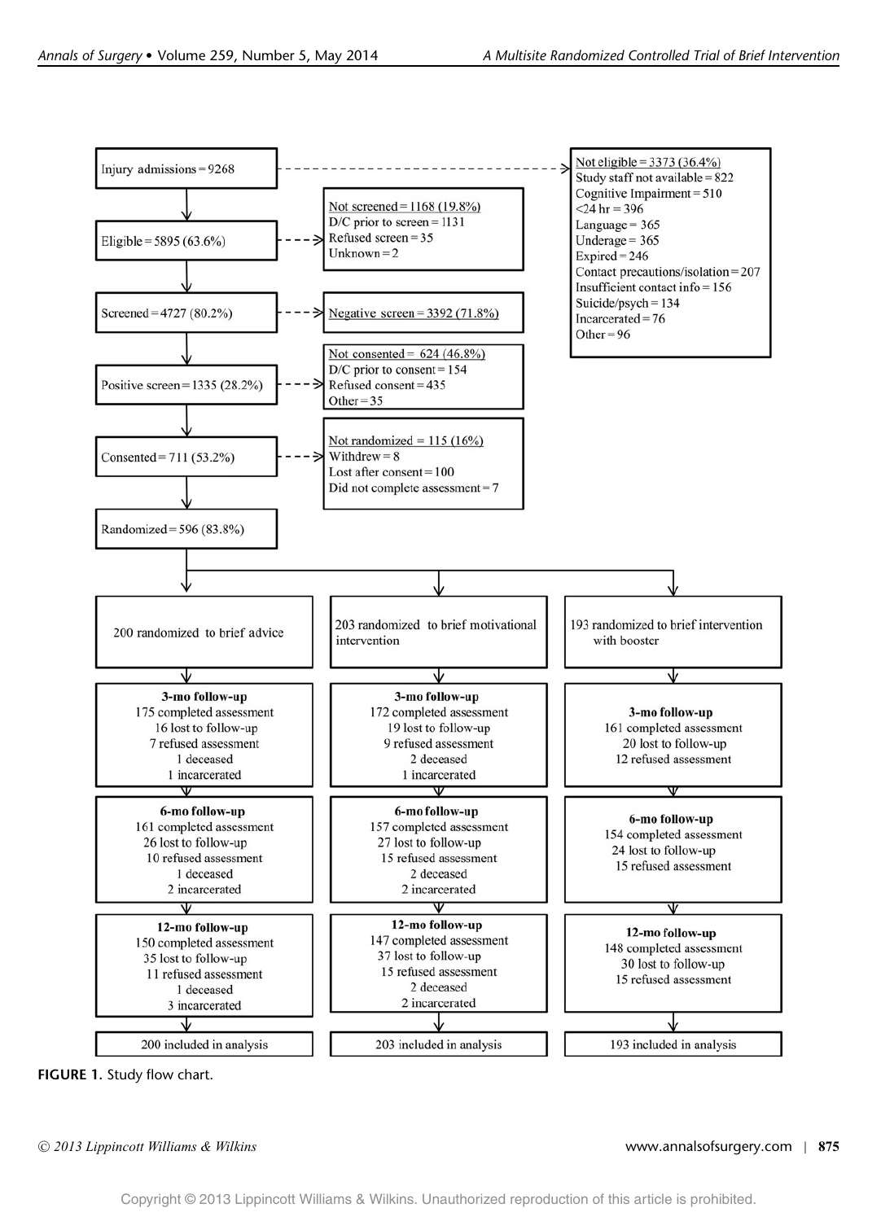Injury admissions = 9268

Not eligible = 3373 (36.4%)
Study staff not available = 822
Cognitive Impairment = 510
<24 hr = 396
Language = 365
Underage = 365
Expired = 246
Contact precautions/isolation = 207
Insufficient contact info = 156
Suicide/psych = 134
Incarcerated = 76
Other = 96

Eligible = 5895 (63.6%)

Not screened = 1168 (19.8%)
D/C prior to screen = 1131
Refused screen = 35
Unknown = 2

Screened = 4727 (80.2%)

Negative screen = 3392 (71.8%)

Positive screen = 1335 (28.2%)

Not consented = 624 (46.8%)
D/C prior to consent = 154
Refused consent = 435
Other = 35

Consented = 711 (53.2%)

Not randomized = 115 (16%)
Withdrew = 8
Lost after consent = 100
Did not complete assessment = 7

Randomized = 596 (83.8%)

| 200 randomized to brief advice | 203 randomized to brief motivational intervention | 193 randomized to brief intervention with booster |
|---|---|---|
| **3-mo follow-up**<br>175 completed assessment<br>16 lost to follow-up<br>7 refused assessment<br>1 deceased<br>1 incarcerated | **3-mo follow-up**<br>172 completed assessment<br>19 lost to follow-up<br>9 refused assessment<br>2 deceased<br>1 incarcerated | **3-mo follow-up**<br>161 completed assessment<br>20 lost to follow-up<br>12 refused assessment |
| **6-mo follow-up**<br>161 completed assessment<br>26 lost to follow-up<br>10 refused assessment<br>1 deceased<br>2 incarcerated | **6-mo follow-up**<br>157 completed assessment<br>27 lost to follow-up<br>15 refused assessment<br>2 deceased<br>2 incarcerated | **6-mo follow-up**<br>154 completed assessment<br>24 lost to follow-up<br>15 refused assessment |
| **12-mo follow-up**<br>150 completed assessment<br>35 lost to follow-up<br>11 refused assessment<br>1 deceased<br>3 incarcerated | **12-mo follow-up**<br>147 completed assessment<br>37 lost to follow-up<br>15 refused assessment<br>2 deceased<br>2 incarcerated | **12-mo follow-up**<br>148 completed assessment<br>30 lost to follow-up<br>15 refused assessment |
| 200 included in analysis | 203 included in analysis | 193 included in analysis |

**FIGURE 1.** Study flow chart.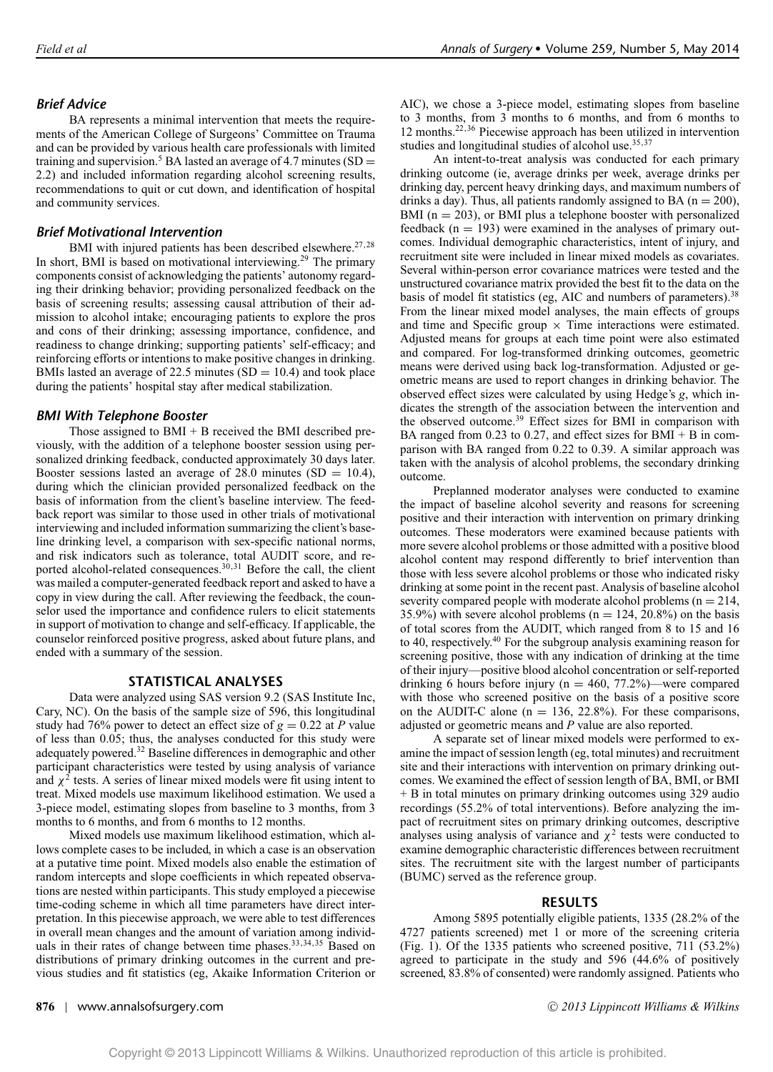### Brief Advice

BA represents a minimal intervention that meets the requirements of the American College of Surgeons' Committee on Trauma and can be provided by various health care professionals with limited training and supervision.[5] BA lasted an average of 4.7 minutes (SD = 2.2) and included information regarding alcohol screening results, recommendations to quit or cut down, and identification of hospital and community services.

### Brief Motivational Intervention

BMI with injured patients has been described elsewhere.[27,28] In short, BMI is based on motivational interviewing.[29] The primary components consist of acknowledging the patients' autonomy regarding their drinking behavior; providing personalized feedback on the basis of screening results; assessing causal attribution of their admission to alcohol intake; encouraging patients to explore the pros and cons of their drinking; assessing importance, confidence, and readiness to change drinking; supporting patients' self-efficacy; and reinforcing efforts or intentions to make positive changes in drinking. BMIs lasted an average of 22.5 minutes (SD = 10.4) and took place during the patients' hospital stay after medical stabilization.

### BMI With Telephone Booster

Those assigned to BMI + B received the BMI described previously, with the addition of a telephone booster session using personalized drinking feedback, conducted approximately 30 days later. Booster sessions lasted an average of 28.0 minutes (SD = 10.4), during which the clinician provided personalized feedback on the basis of information from the client's baseline interview. The feedback report was similar to those used in other trials of motivational interviewing and included information summarizing the client's baseline drinking level, a comparison with sex-specific national norms, and risk indicators such as tolerance, total AUDIT score, and reported alcohol-related consequences.[30,31] Before the call, the client was mailed a computer-generated feedback report and asked to have a copy in view during the call. After reviewing the feedback, the counselor used the importance and confidence rulers to elicit statements in support of motivation to change and self-efficacy. If applicable, the counselor reinforced positive progress, asked about future plans, and ended with a summary of the session.

## STATISTICAL ANALYSES

Data were analyzed using SAS version 9.2 (SAS Institute Inc, Cary, NC). On the basis of the sample size of 596, this longitudinal study had 76% power to detect an effect size of $g = 0.22$ at $P$ value of less than 0.05; thus, the analyses conducted for this study were adequately powered.[32] Baseline differences in demographic and other participant characteristics were tested by using analysis of variance and $\chi^2$ tests. A series of linear mixed models were fit using intent to treat. Mixed models use maximum likelihood estimation. We used a 3-piece model, estimating slopes from baseline to 3 months, from 3 months to 6 months, and from 6 months to 12 months.

Mixed models use maximum likelihood estimation, which allows complete cases to be included, in which a case is an observation at a putative time point. Mixed models also enable the estimation of random intercepts and slope coefficients in which repeated observations are nested within participants. This study employed a piecewise time-coding scheme in which all time parameters have direct interpretation. In this piecewise approach, we were able to test differences in overall mean changes and the amount of variation among individuals in their rates of change between time phases.[33,34,35] Based on distributions of primary drinking outcomes in the current and previous studies and fit statistics (eg, Akaike Information Criterion or AIC), we chose a 3-piece model, estimating slopes from baseline to 3 months, from 3 months to 6 months, and from 6 months to 12 months.[22,36] Piecewise approach has been utilized in intervention studies and longitudinal studies of alcohol use.[35,37]

An intent-to-treat analysis was conducted for each primary drinking outcome (ie, average drinks per week, average drinks per drinking day, percent heavy drinking days, and maximum numbers of drinks a day). Thus, all patients randomly assigned to BA (n = 200), BMI (n = 203), or BMI plus a telephone booster with personalized feedback (n = 193) were examined in the analyses of primary outcomes. Individual demographic characteristics, intent of injury, and recruitment site were included in linear mixed models as covariates. Several within-person error covariance matrices were tested and the unstructured covariance matrix provided the best fit to the data on the basis of model fit statistics (eg, AIC and numbers of parameters).[38] From the linear mixed model analyses, the main effects of groups and time and Specific group × Time interactions were estimated. Adjusted means for groups at each time point were also estimated and compared. For log-transformed drinking outcomes, geometric means were derived using back log-transformation. Adjusted or geometric means are used to report changes in drinking behavior. The observed effect sizes were calculated by using Hedge's *g*, which indicates the strength of the association between the intervention and the observed outcome.[39] Effect sizes for BMI in comparison with BA ranged from 0.23 to 0.27, and effect sizes for BMI + B in comparison with BA ranged from 0.22 to 0.39. A similar approach was taken with the analysis of alcohol problems, the secondary drinking outcome.

Preplanned moderator analyses were conducted to examine the impact of baseline alcohol severity and reasons for screening positive and their interaction with intervention on primary drinking outcomes. These moderators were examined because patients with more severe alcohol problems or those admitted with a positive blood alcohol content may respond differently to brief intervention than those with less severe alcohol problems or those who indicated risky drinking at some point in the recent past. Analysis of baseline alcohol severity compared people with moderate alcohol problems (n = 214, 35.9%) with severe alcohol problems (n = 124, 20.8%) on the basis of total scores from the AUDIT, which ranged from 8 to 15 and 16 to 40, respectively.[40] For the subgroup analysis examining reason for screening positive, those with any indication of drinking at the time of their injury—positive blood alcohol concentration or self-reported drinking 6 hours before injury (n = 460, 77.2%)—were compared with those who screened positive on the basis of a positive score on the AUDIT-C alone (n = 136, 22.8%). For these comparisons, adjusted or geometric means and $P$ value are also reported.

A separate set of linear mixed models were performed to examine the impact of session length (eg, total minutes) and recruitment site and their interactions with intervention on primary drinking outcomes. We examined the effect of session length of BA, BMI, or BMI + B in total minutes on primary drinking outcomes using 329 audio recordings (55.2% of total interventions). Before analyzing the impact of recruitment sites on primary drinking outcomes, descriptive analyses using analysis of variance and $\chi^2$ tests were conducted to examine demographic characteristic differences between recruitment sites. The recruitment site with the largest number of participants (BUMC) served as the reference group.

## RESULTS

Among 5895 potentially eligible patients, 1335 (28.2% of the 4727 patients screened) met 1 or more of the screening criteria (Fig. 1). Of the 1335 patients who screened positive, 711 (53.2%) agreed to participate in the study and 596 (44.6% of positively screened, 83.8% of consented) were randomly assigned. Patients who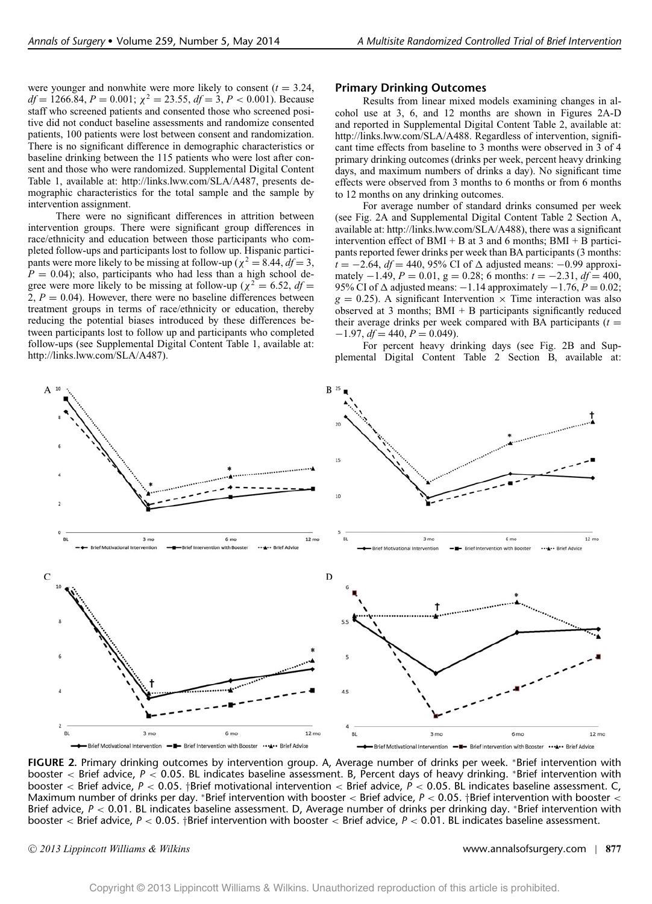were younger and nonwhite were more likely to consent ($t = 3.24$, $df = 1266.84$, $P = 0.001$; $\chi^2 = 23.55$, $df = 3$, $P < 0.001$). Because staff who screened patients and consented those who screened positive did not conduct baseline assessments and randomize consented patients, 100 patients were lost between consent and randomization. There is no significant difference in demographic characteristics or baseline drinking between the 115 patients who were lost after consent and those who were randomized. Supplemental Digital Content Table 1, available at: http://links.lww.com/SLA/A487, presents demographic characteristics for the total sample and the sample by intervention assignment.

There were no significant differences in attrition between intervention groups. There were significant group differences in race/ethnicity and education between those participants who completed follow-ups and participants lost to follow up. Hispanic participants were more likely to be missing at follow-up ($\chi^2 = 8.44$, $df = 3$, $P = 0.04$); also, participants who had less than a high school degree were more likely to be missing at follow-up ($\chi^2 = 6.52$, $df = 2$, $P = 0.04$). However, there were no baseline differences between treatment groups in terms of race/ethnicity or education, thereby reducing the potential biases introduced by these differences between participants lost to follow up and participants who completed follow-ups (see Supplemental Digital Content Table 1, available at: http://links.lww.com/SLA/A487).

### Primary Drinking Outcomes

Results from linear mixed models examining changes in alcohol use at 3, 6, and 12 months are shown in Figures 2A-D and reported in Supplemental Digital Content Table 2, available at: http://links.lww.com/SLA/A488. Regardless of intervention, significant time effects from baseline to 3 months were observed in 3 of 4 primary drinking outcomes (drinks per week, percent heavy drinking days, and maximum numbers of drinks a day). No significant time effects were observed from 3 months to 6 months or from 6 months to 12 months on any drinking outcomes.

For average number of standard drinks consumed per week (see Fig. 2A and Supplemental Digital Content Table 2 Section A, available at: http://links.lww.com/SLA/A488), there was a significant intervention effect of BMI + B at 3 and 6 months; BMI + B participants reported fewer drinks per week than BA participants (3 months: $t = -2.64$, $df = 440$, 95% CI of $\Delta$ adjusted means: $-0.99$ approximately $-1.49$, $P = 0.01$, $g = 0.28$; 6 months: $t = -2.31$, $df = 400$, 95% CI of $\Delta$ adjusted means: $-1.14$ approximately $-1.76$, $P = 0.02$; $g = 0.25$). A significant Intervention × Time interaction was also observed at 3 months; BMI + B participants significantly reduced their average drinks per week compared with BA participants ($t = -1.97$, $df = 440$, $P = 0.049$).

For percent heavy drinking days (see Fig. 2B and Supplemental Digital Content Table 2 Section B, available at:

**FIGURE 2.** Primary drinking outcomes by intervention group. A, Average number of drinks per week. *Brief intervention with booster < Brief advice, $P < 0.05$. BL indicates baseline assessment. B, Percent days of heavy drinking. *Brief intervention with booster < Brief advice, $P < 0.05$. †Brief motivational intervention < Brief advice, $P < 0.05$. BL indicates baseline assessment. C, Maximum number of drinks per day. *Brief intervention with booster < Brief advice, $P < 0.05$. †Brief intervention with booster < Brief advice, $P < 0.01$. BL indicates baseline assessment. D, Average number of drinks per drinking day. *Brief intervention with booster < Brief advice, $P < 0.05$. †Brief intervention with booster < Brief advice, $P < 0.01$. BL indicates baseline assessment.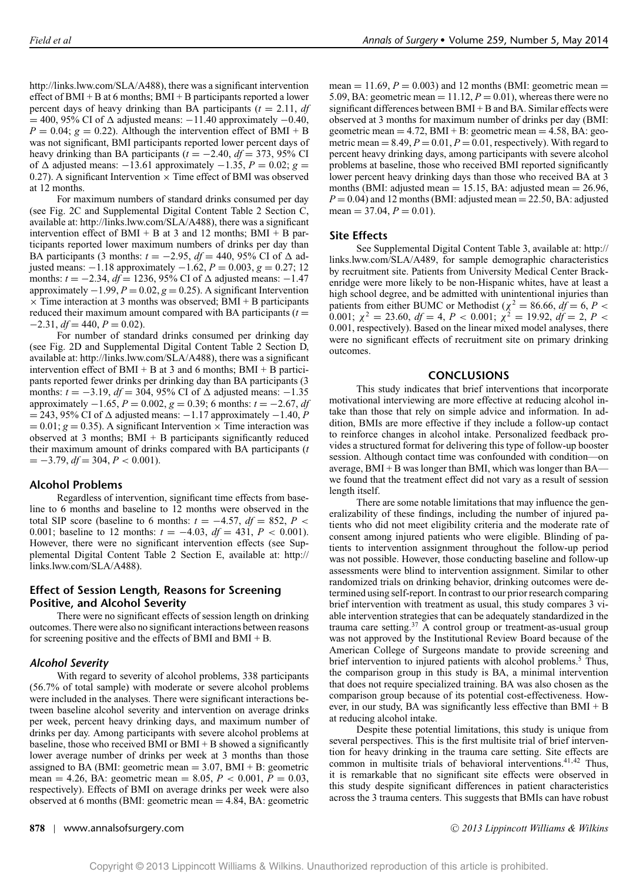http://links.lww.com/SLA/A488), there was a significant intervention effect of BMI + B at 6 months; BMI + B participants reported a lower percent days of heavy drinking than BA participants ($t = 2.11$, $df = 400$, 95% CI of Δ adjusted means: −11.40 approximately −0.40, $P = 0.04$; $g = 0.22$). Although the intervention effect of BMI + B was not significant, BMI participants reported lower percent days of heavy drinking than BA participants ($t = -2.40$, $df = 373$, 95% CI of Δ adjusted means: −13.61 approximately −1.35, $P = 0.02$; $g = 0.27$). A significant Intervention × Time effect of BMI was observed at 12 months.

For maximum numbers of standard drinks consumed per day (see Fig. 2C and Supplemental Digital Content Table 2 Section C, available at: http://links.lww.com/SLA/A488), there was a significant intervention effect of BMI + B at 3 and 12 months; BMI + B participants reported lower maximum numbers of drinks per day than BA participants (3 months: $t = -2.95$, $df = 440$, 95% CI of Δ adjusted means: −1.18 approximately −1.62, $P = 0.003$, $g = 0.27$; 12 months: $t = -2.34$, $df = 1236$, 95% CI of Δ adjusted means: −1.47 approximately −1.99, $P = 0.02$, $g = 0.25$). A significant Intervention × Time interaction at 3 months was observed; BMI + B participants reduced their maximum amount compared with BA participants ($t = -2.31$, $df = 440$, $P = 0.02$).

For number of standard drinks consumed per drinking day (see Fig. 2D and Supplemental Digital Content Table 2 Section D, available at: http://links.lww.com/SLA/A488), there was a significant intervention effect of BMI + B at 3 and 6 months; BMI + B participants reported fewer drinks per drinking day than BA participants (3 months: $t = -3.19$, $df = 304$, 95% CI of Δ adjusted means: −1.35 approximately −1.65, $P = 0.002$, $g = 0.39$; 6 months: $t = -2.67$, $df = 243$, 95% CI of Δ adjusted means: −1.17 approximately −1.40, $P = 0.01$; $g = 0.35$). A significant Intervention × Time interaction was observed at 3 months; BMI + B participants significantly reduced their maximum amount of drinks compared with BA participants ($t = -3.79$, $df = 304$, $P < 0.001$).

### Alcohol Problems

Regardless of intervention, significant time effects from baseline to 6 months and baseline to 12 months were observed in the total SIP score (baseline to 6 months: $t = -4.57$, $df = 852$, $P < 0.001$; baseline to 12 months: $t = -4.03$, $df = 431$, $P < 0.001$). However, there were no significant intervention effects (see Supplemental Digital Content Table 2 Section E, available at: http://links.lww.com/SLA/A488).

### Effect of Session Length, Reasons for Screening Positive, and Alcohol Severity

There were no significant effects of session length on drinking outcomes. There were also no significant interactions between reasons for screening positive and the effects of BMI and BMI + B.

#### *Alcohol Severity*

With regard to severity of alcohol problems, 338 participants (56.7% of total sample) with moderate or severe alcohol problems were included in the analyses. There were significant interactions between baseline alcohol severity and intervention on average drinks per week, percent heavy drinking days, and maximum number of drinks per day. Among participants with severe alcohol problems at baseline, those who received BMI or BMI + B showed a significantly lower average number of drinks per week at 3 months than those assigned to BA (BMI: geometric mean = 3.07, BMI + B: geometric mean = 4.26, BA: geometric mean = 8.05, $P < 0.001$, $P = 0.03$, respectively). Effects of BMI on average drinks per week were also observed at 6 months (BMI: geometric mean = 4.84, BA: geometric mean = 11.69, $P = 0.003$) and 12 months (BMI: geometric mean = 5.09, BA: geometric mean = 11.12, $P = 0.01$), whereas there were no significant differences between BMI + B and BA. Similar effects were observed at 3 months for maximum number of drinks per day (BMI: geometric mean = 4.72, BMI + B: geometric mean = 4.58, BA: geometric mean = 8.49, $P = 0.01$, $P = 0.01$, respectively). With regard to percent heavy drinking days, among participants with severe alcohol problems at baseline, those who received BMI reported significantly lower percent heavy drinking days than those who received BA at 3 months (BMI: adjusted mean = 15.15, BA: adjusted mean = 26.96, $P = 0.04$) and 12 months (BMI: adjusted mean = 22.50, BA: adjusted mean = 37.04, $P = 0.01$).

### Site Effects

See Supplemental Digital Content Table 3, available at: http://links.lww.com/SLA/A489, for sample demographic characteristics by recruitment site. Patients from University Medical Center Brackenridge were more likely to be non-Hispanic whites, have at least a high school degree, and be admitted with unintentional injuries than patients from either BUMC or Methodist ($\chi^2 = 86.66$, $df = 6$, $P < 0.001$; $\chi^2 = 23.60$, $df = 4$, $P < 0.001$; $\chi^2 = 19.92$, $df = 2$, $P < 0.001$, respectively). Based on the linear mixed model analyses, there were no significant effects of recruitment site on primary drinking outcomes.

## CONCLUSIONS

This study indicates that brief interventions that incorporate motivational interviewing are more effective at reducing alcohol intake than those that rely on simple advice and information. In addition, BMIs are more effective if they include a follow-up contact to reinforce changes in alcohol intake. Personalized feedback provides a structured format for delivering this type of follow-up booster session. Although contact time was confounded with condition—on average, BMI + B was longer than BMI, which was longer than BA—we found that the treatment effect did not vary as a result of session length itself.

There are some notable limitations that may influence the generalizability of these findings, including the number of injured patients who did not meet eligibility criteria and the moderate rate of consent among injured patients who were eligible. Blinding of patients to intervention assignment throughout the follow-up period was not possible. However, those conducting baseline and follow-up assessments were blind to intervention assignment. Similar to other randomized trials on drinking behavior, drinking outcomes were determined using self-report. In contrast to our prior research comparing brief intervention with treatment as usual, this study compares 3 viable intervention strategies that can be adequately standardized in the trauma care setting.[37] A control group or treatment-as-usual group was not approved by the Institutional Review Board because of the American College of Surgeons mandate to provide screening and brief intervention to injured patients with alcohol problems.[5] Thus, the comparison group in this study is BA, a minimal intervention that does not require specialized training. BA was also chosen as the comparison group because of its potential cost-effectiveness. However, in our study, BA was significantly less effective than BMI + B at reducing alcohol intake.

Despite these potential limitations, this study is unique from several perspectives. This is the first multisite trial of brief intervention for heavy drinking in the trauma care setting. Site effects are common in multisite trials of behavioral interventions.[41,42] Thus, it is remarkable that no significant site effects were observed in this study despite significant differences in patient characteristics across the 3 trauma centers. This suggests that BMIs can have robust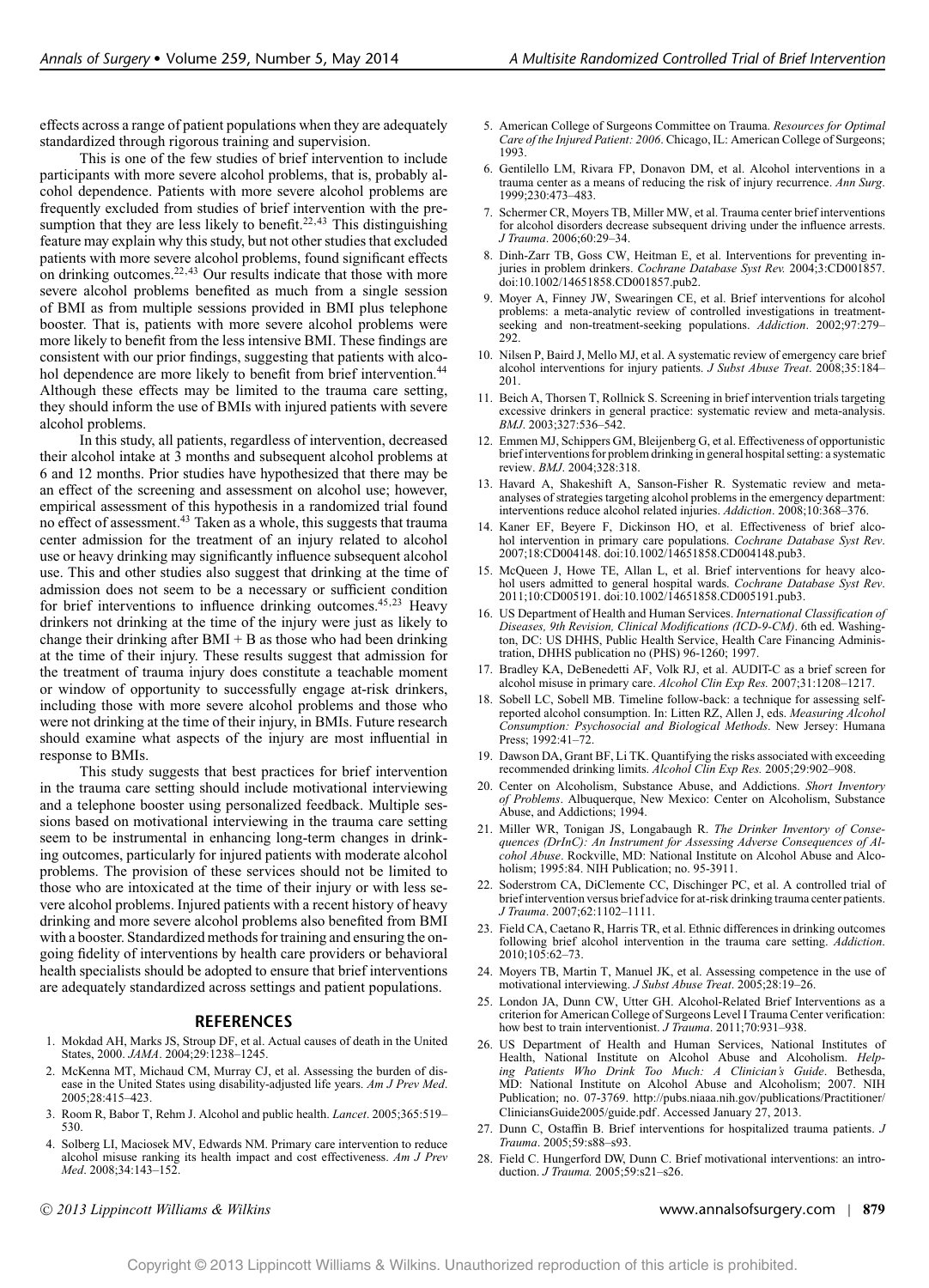effects across a range of patient populations when they are adequately standardized through rigorous training and supervision.

This is one of the few studies of brief intervention to include participants with more severe alcohol problems, that is, probably alcohol dependence. Patients with more severe alcohol problems are frequently excluded from studies of brief intervention with the presumption that they are less likely to benefit.[22,43] This distinguishing feature may explain why this study, but not other studies that excluded patients with more severe alcohol problems, found significant effects on drinking outcomes.[22,43] Our results indicate that those with more severe alcohol problems benefited as much from a single session of BMI as from multiple sessions provided in BMI plus telephone booster. That is, patients with more severe alcohol problems were more likely to benefit from the less intensive BMI. These findings are consistent with our prior findings, suggesting that patients with alcohol dependence are more likely to benefit from brief intervention.[44] Although these effects may be limited to the trauma care setting, they should inform the use of BMIs with injured patients with severe alcohol problems.

In this study, all patients, regardless of intervention, decreased their alcohol intake at 3 months and subsequent alcohol problems at 6 and 12 months. Prior studies have hypothesized that there may be an effect of the screening and assessment on alcohol use; however, empirical assessment of this hypothesis in a randomized trial found no effect of assessment.[43] Taken as a whole, this suggests that trauma center admission for the treatment of an injury related to alcohol use or heavy drinking may significantly influence subsequent alcohol use. This and other studies also suggest that drinking at the time of admission does not seem to be a necessary or sufficient condition for brief interventions to influence drinking outcomes.[45,23] Heavy drinkers not drinking at the time of the injury were just as likely to change their drinking after BMI + B as those who had been drinking at the time of their injury. These results suggest that admission for the treatment of trauma injury does constitute a teachable moment or window of opportunity to successfully engage at-risk drinkers, including those with more severe alcohol problems and those who were not drinking at the time of their injury, in BMIs. Future research should examine what aspects of the injury are most influential in response to BMIs.

This study suggests that best practices for brief intervention in the trauma care setting should include motivational interviewing and a telephone booster using personalized feedback. Multiple sessions based on motivational interviewing in the trauma care setting seem to be instrumental in enhancing long-term changes in drinking outcomes, particularly for injured patients with moderate alcohol problems. The provision of these services should not be limited to those who are intoxicated at the time of their injury or with less severe alcohol problems. Injured patients with a recent history of heavy drinking and more severe alcohol problems also benefited from BMI with a booster. Standardized methods for training and ensuring the ongoing fidelity of interventions by health care providers or behavioral health specialists should be adopted to ensure that brief interventions are adequately standardized across settings and patient populations.

## REFERENCES

1. Mokdad AH, Marks JS, Stroup DF, et al. Actual causes of death in the United States, 2000. *JAMA*. 2004;29:1238–1245.
2. McKenna MT, Michaud CM, Murray CJ, et al. Assessing the burden of disease in the United States using disability-adjusted life years. *Am J Prev Med*. 2005;28:415–423.
3. Room R, Babor T, Rehm J. Alcohol and public health. *Lancet*. 2005;365:519–530.
4. Solberg LI, Maciosek MV, Edwards NM. Primary care intervention to reduce alcohol misuse ranking its health impact and cost effectiveness. *Am J Prev Med*. 2008;34:143–152.
5. American College of Surgeons Committee on Trauma. *Resources for Optimal Care of the Injured Patient: 2006*. Chicago, IL: American College of Surgeons; 1993.
6. Gentilello LM, Rivara FP, Donavon DM, et al. Alcohol interventions in a trauma center as a means of reducing the risk of injury recurrence. *Ann Surg*. 1999;230:473–483.
7. Schermer CR, Moyers TB, Miller MW, et al. Trauma center brief interventions for alcohol disorders decrease subsequent driving under the influence arrests. *J Trauma*. 2006;60:29–34.
8. Dinh-Zarr TB, Goss CW, Heitman E, et al. Interventions for preventing injuries in problem drinkers. *Cochrane Database Syst Rev.* 2004;3:CD001857. doi:10.1002/14651858.CD001857.pub2.
9. Moyer A, Finney JW, Swearingen CE, et al. Brief interventions for alcohol problems: a meta-analytic review of controlled investigations in treatment-seeking and non-treatment-seeking populations. *Addiction*. 2002;97:279–292.
10. Nilsen P, Baird J, Mello MJ, et al. A systematic review of emergency care brief alcohol interventions for injury patients. *J Subst Abuse Treat*. 2008;35:184–201.
11. Beich A, Thorsen T, Rollnick S. Screening in brief intervention trials targeting excessive drinkers in general practice: systematic review and meta-analysis. *BMJ*. 2003;327:536–542.
12. Emmen MJ, Schippers GM, Bleijenberg G, et al. Effectiveness of opportunistic brief interventions for problem drinking in general hospital setting: a systematic review. *BMJ*. 2004;328:318.
13. Havard A, Shakeshift A, Sanson-Fisher R. Systematic review and meta-analyses of strategies targeting alcohol problems in the emergency department: interventions reduce alcohol related injuries. *Addiction*. 2008;10:368–376.
14. Kaner EF, Beyere F, Dickinson HO, et al. Effectiveness of brief alcohol intervention in primary care populations. *Cochrane Database Syst Rev*. 2007;18:CD004148. doi:10.1002/14651858.CD004148.pub3.
15. McQueen J, Howe TE, Allan L, et al. Brief interventions for heavy alcohol users admitted to general hospital wards. *Cochrane Database Syst Rev*. 2011;10:CD005191. doi:10.1002/14651858.CD005191.pub3.
16. US Department of Health and Human Services. *International Classification of Diseases, 9th Revision, Clinical Modifications (ICD-9-CM)*. 6th ed. Washington, DC: US DHHS, Public Health Service, Health Care Financing Administration, DHHS publication no (PHS) 96-1260; 1997.
17. Bradley KA, DeBenedetti AF, Volk RJ, et al. AUDIT-C as a brief screen for alcohol misuse in primary care. *Alcohol Clin Exp Res.* 2007;31:1208–1217.
18. Sobell LC, Sobell MB. Timeline follow-back: a technique for assessing self-reported alcohol consumption. In: Litten RZ, Allen J, eds. *Measuring Alcohol Consumption: Psychosocial and Biological Methods*. New Jersey: Humana Press; 1992:41–72.
19. Dawson DA, Grant BF, Li TK. Quantifying the risks associated with exceeding recommended drinking limits. *Alcohol Clin Exp Res.* 2005;29:902–908.
20. Center on Alcoholism, Substance Abuse, and Addictions. *Short Inventory of Problems*. Albuquerque, New Mexico: Center on Alcoholism, Substance Abuse, and Addictions; 1994.
21. Miller WR, Tonigan JS, Longabaugh R. *The Drinker Inventory of Consequences (DrInC): An Instrument for Assessing Adverse Consequences of Alcohol Abuse*. Rockville, MD: National Institute on Alcohol Abuse and Alcoholism; 1995:84. NIH Publication; no. 95-3911.
22. Soderstrom CA, DiClemente CC, Dischinger PC, et al. A controlled trial of brief intervention versus brief advice for at-risk drinking trauma center patients. *J Trauma*. 2007;62:1102–1111.
23. Field CA, Caetano R, Harris TR, et al. Ethnic differences in drinking outcomes following brief alcohol intervention in the trauma care setting. *Addiction*. 2010;105:62–73.
24. Moyers TB, Martin T, Manuel JK, et al. Assessing competence in the use of motivational interviewing. *J Subst Abuse Treat*. 2005;28:19–26.
25. London JA, Dunn CW, Utter GH. Alcohol-Related Brief Interventions as a criterion for American College of Surgeons Level I Trauma Center verification: how best to train interventionist. *J Trauma*. 2011;70:931–938.
26. US Department of Health and Human Services, National Institutes of Health, National Institute on Alcohol Abuse and Alcoholism. *Helping Patients Who Drink Too Much: A Clinician's Guide*. Bethesda, MD: National Institute on Alcohol Abuse and Alcoholism; 2007. NIH Publication; no. 07-3769. http://pubs.niaaa.nih.gov/publications/Practitioner/CliniciansGuide2005/guide.pdf. Accessed January 27, 2013.
27. Dunn C, Ostaffin B. Brief interventions for hospitalized trauma patients. *J Trauma*. 2005;59:s88–s93.
28. Field C. Hungerford DW, Dunn C. Brief motivational interventions: an introduction. *J Trauma.* 2005;59:s21–s26.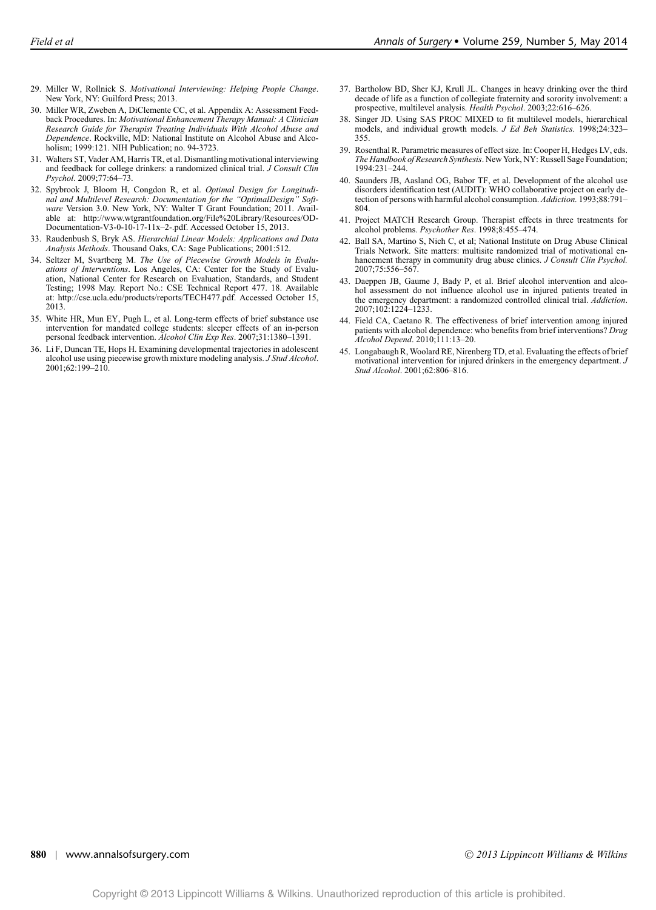29. Miller W, Rollnick S. *Motivational Interviewing: Helping People Change*. New York, NY: Guilford Press; 2013.
30. Miller WR, Zweben A, DiClemente CC, et al. Appendix A: Assessment Feedback Procedures. In: *Motivational Enhancement Therapy Manual: A Clinician Research Guide for Therapist Treating Individuals With Alcohol Abuse and Dependence*. Rockville, MD: National Institute on Alcohol Abuse and Alcoholism; 1999:121. NIH Publication; no. 94-3723.
31. Walters ST, Vader AM, Harris TR, et al. Dismantling motivational interviewing and feedback for college drinkers: a randomized clinical trial. *J Consult Clin Psychol*. 2009;77:64–73.
32. Spybrook J, Bloom H, Congdon R, et al. *Optimal Design for Longitudinal and Multilevel Research: Documentation for the "OptimalDesign" Software* Version 3.0. New York, NY: Walter T Grant Foundation; 2011. Available at: http://www.wtgrantfoundation.org/File%20Library/Resources/OD-Documentation-V3-0-10-17-11x–2-.pdf. Accessed October 15, 2013.
33. Raudenbush S, Bryk AS. *Hierarchial Linear Models: Applications and Data Analysis Methods*. Thousand Oaks, CA: Sage Publications; 2001:512.
34. Seltzer M, Svartberg M. *The Use of Piecewise Growth Models in Evaluations of Interventions*. Los Angeles, CA: Center for the Study of Evaluation, National Center for Research on Evaluation, Standards, and Student Testing; 1998 May. Report No.: CSE Technical Report 477. 18. Available at: http://cse.ucla.edu/products/reports/TECH477.pdf. Accessed October 15, 2013.
35. White HR, Mun EY, Pugh L, et al. Long-term effects of brief substance use intervention for mandated college students: sleeper effects of an in-person personal feedback intervention. *Alcohol Clin Exp Res*. 2007;31:1380–1391.
36. Li F, Duncan TE, Hops H. Examining developmental trajectories in adolescent alcohol use using piecewise growth mixture modeling analysis. *J Stud Alcohol*. 2001;62:199–210.
37. Bartholow BD, Sher KJ, Krull JL. Changes in heavy drinking over the third decade of life as a function of collegiate fraternity and sorority involvement: a prospective, multilevel analysis. *Health Psychol*. 2003;22:616–626.
38. Singer JD. Using SAS PROC MIXED to fit multilevel models, hierarchical models, and individual growth models. *J Ed Beh Statistics*. 1998;24:323–355.
39. Rosenthal R. Parametric measures of effect size. In: Cooper H, Hedges LV, eds. *The Handbook of Research Synthesis*. New York, NY: Russell Sage Foundation; 1994:231–244.
40. Saunders JB, Aasland OG, Babor TF, et al. Development of the alcohol use disorders identification test (AUDIT): WHO collaborative project on early detection of persons with harmful alcohol consumption. *Addiction.* 1993;88:791–804.
41. Project MATCH Research Group. Therapist effects in three treatments for alcohol problems. *Psychother Res*. 1998;8:455–474.
42. Ball SA, Martino S, Nich C, et al; National Institute on Drug Abuse Clinical Trials Network. Site matters: multisite randomized trial of motivational enhancement therapy in community drug abuse clinics. *J Consult Clin Psychol.* 2007;75:556–567.
43. Daeppen JB, Gaume J, Bady P, et al. Brief alcohol intervention and alcohol assessment do not influence alcohol use in injured patients treated in the emergency department: a randomized controlled clinical trial. *Addiction*. 2007;102:1224–1233.
44. Field CA, Caetano R. The effectiveness of brief intervention among injured patients with alcohol dependence: who benefits from brief interventions? *Drug Alcohol Depend*. 2010;111:13–20.
45. Longabaugh R, Woolard RE, Nirenberg TD, et al. Evaluating the effects of brief motivational intervention for injured drinkers in the emergency department. *J Stud Alcohol*. 2001;62:806–816.